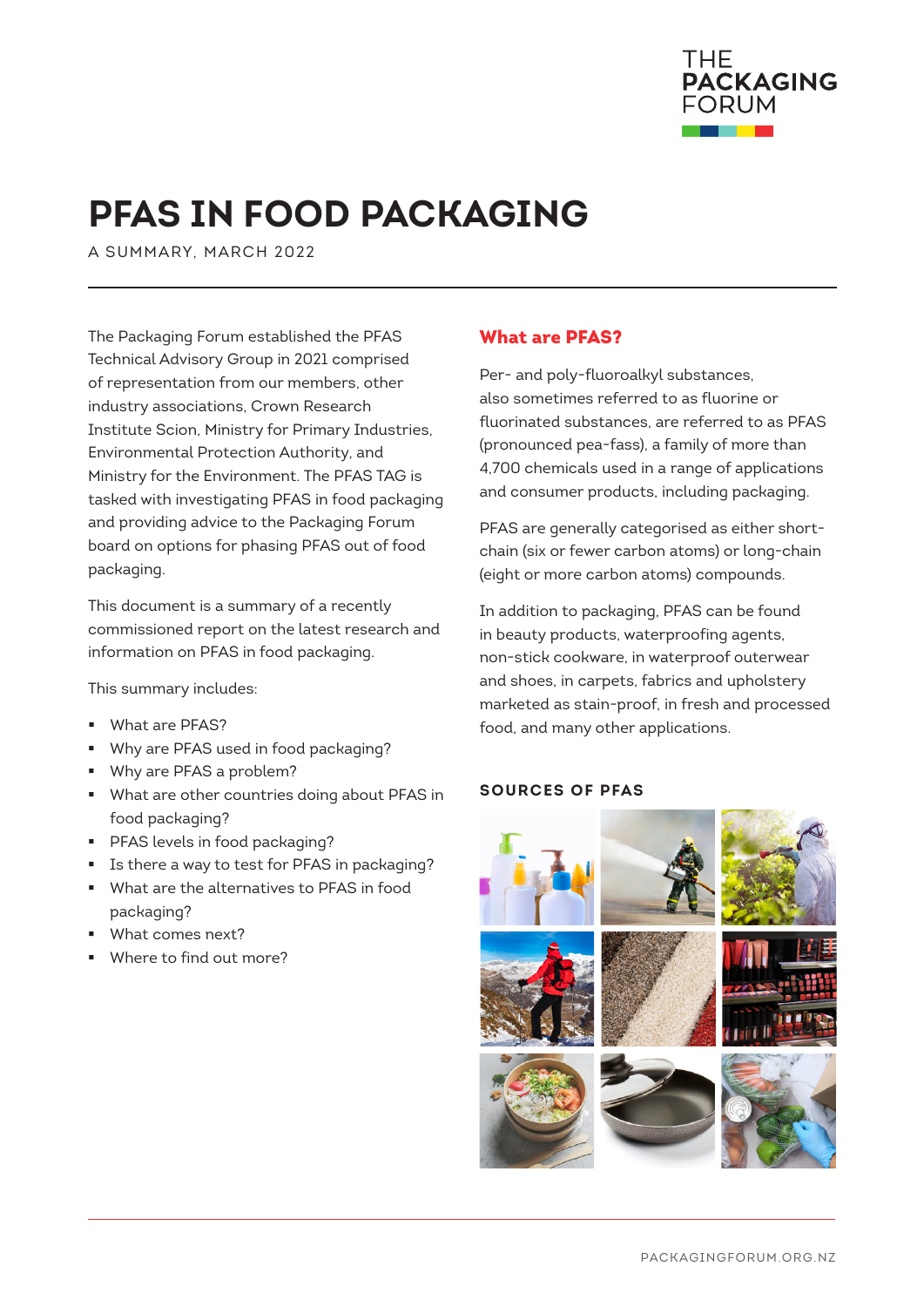# PFAS IN FOOD PACKAGING

A SUMMARY, MARCH 2022

The Packaging Forum established the PFAS Technical Advisory Group in 2021 comprised of representation from our members, other industry associations, Crown Research Institute Scion, Ministry for Primary Industries, Environmental Protection Authority, and Ministry for the Environment. The PFAS TAG is tasked with investigating PFAS in food packaging and providing advice to the Packaging Forum board on options for phasing PFAS out of food packaging.

This document is a summary of a recently commissioned report on the latest research and information on PFAS in food packaging.

This summary includes:

- What are PFAS?
- Why are PFAS used in food packaging?
- Why are PFAS a problem?
- What are other countries doing about PFAS in food packaging?
- PFAS levels in food packaging?
- Is there a way to test for PFAS in packaging?
- What are the alternatives to PFAS in food packaging?
- What comes next?
- Where to find out more?

## What are PFAS?

Per- and poly-fluoroalkyl substances, also sometimes referred to as fluorine or fluorinated substances, are referred to as PFAS (pronounced pea-fass), a family of more than 4,700 chemicals used in a range of applications and consumer products, including packaging.

PFAS are generally categorised as either short-chain (six or fewer carbon atoms) or long-chain (eight or more carbon atoms) compounds.

In addition to packaging, PFAS can be found in beauty products, waterproofing agents, non-stick cookware, in waterproof outerwear and shoes, in carpets, fabrics and upholstery marketed as stain-proof, in fresh and processed food, and many other applications.

### SOURCES OF PFAS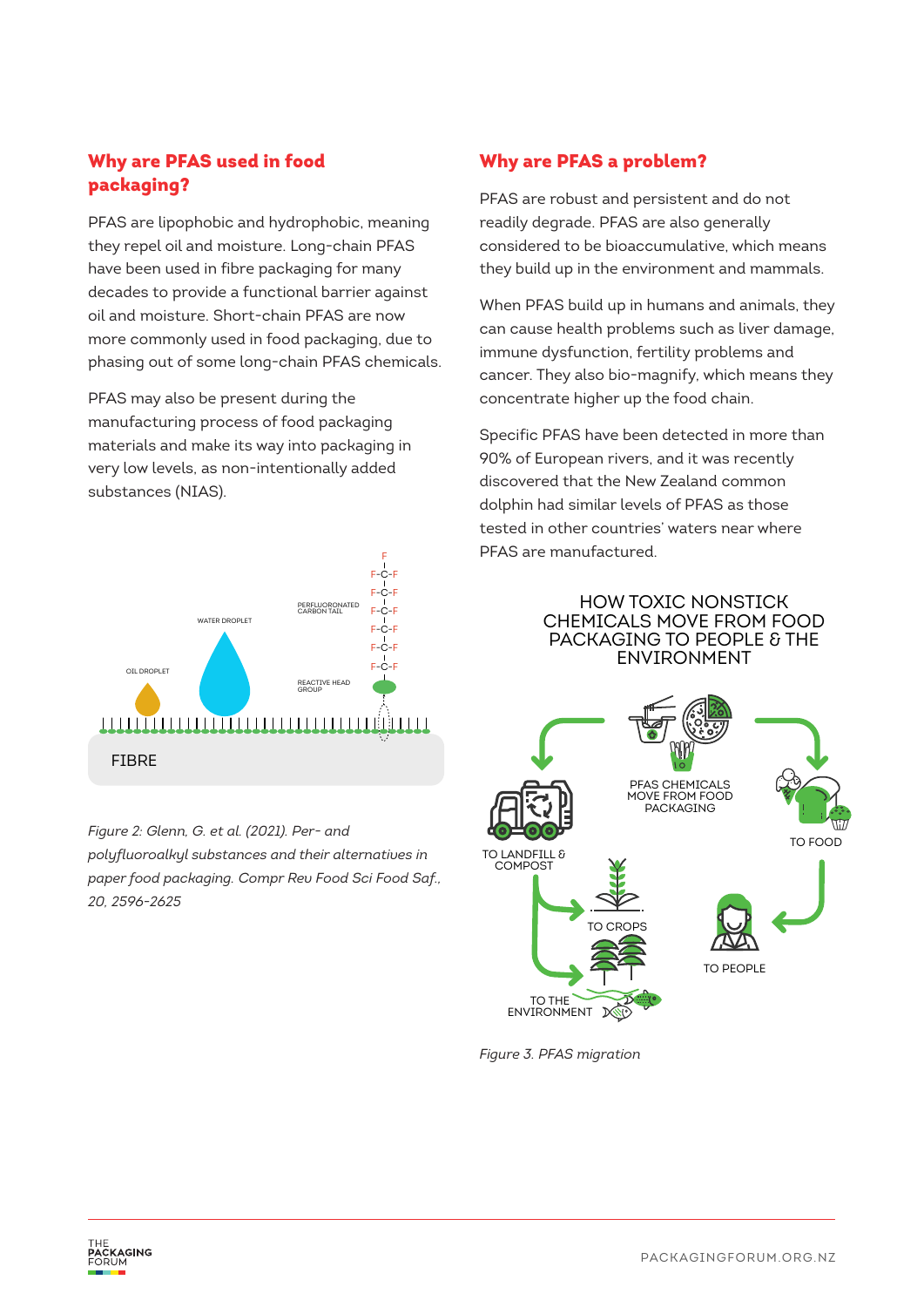## Why are PFAS used in food packaging?

PFAS are lipophobic and hydrophobic, meaning they repel oil and moisture. Long-chain PFAS have been used in fibre packaging for many decades to provide a functional barrier against oil and moisture. Short-chain PFAS are now more commonly used in food packaging, due to phasing out of some long-chain PFAS chemicals.

PFAS may also be present during the manufacturing process of food packaging materials and make its way into packaging in very low levels, as non-intentionally added substances (NIAS).

*Figure 2: Glenn, G. et al. (2021). Per- and polyfluoroalkyl substances and their alternatives in paper food packaging. Compr Rev Food Sci Food Saf., 20, 2596-2625*

## Why are PFAS a problem?

PFAS are robust and persistent and do not readily degrade. PFAS are also generally considered to be bioaccumulative, which means they build up in the environment and mammals.

When PFAS build up in humans and animals, they can cause health problems such as liver damage, immune dysfunction, fertility problems and cancer. They also bio-magnify, which means they concentrate higher up the food chain.

Specific PFAS have been detected in more than 90% of European rivers, and it was recently discovered that the New Zealand common dolphin had similar levels of PFAS as those tested in other countries' waters near where PFAS are manufactured.

*Figure 3. PFAS migration*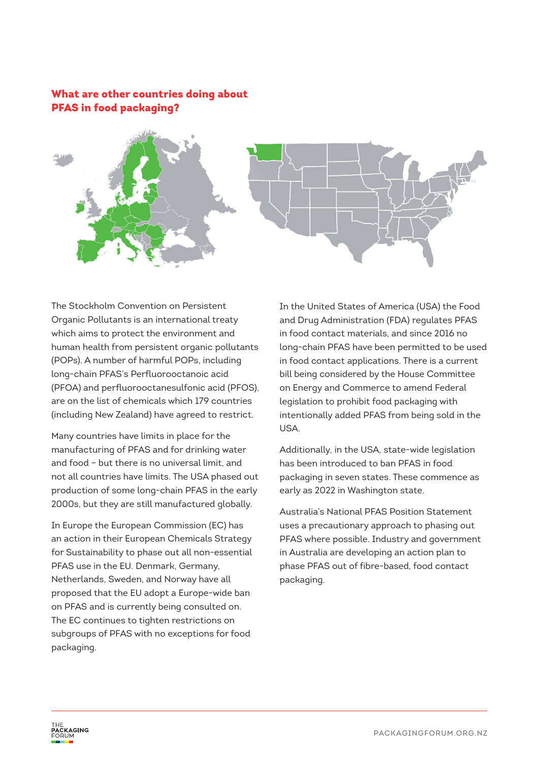## What are other countries doing about PFAS in food packaging?

The Stockholm Convention on Persistent Organic Pollutants is an international treaty which aims to protect the environment and human health from persistent organic pollutants (POPs). A number of harmful POPs, including long-chain PFAS's Perfluorooctanoic acid (PFOA) and perfluorooctanesulfonic acid (PFOS), are on the list of chemicals which 179 countries (including New Zealand) have agreed to restrict.

Many countries have limits in place for the manufacturing of PFAS and for drinking water and food – but there is no universal limit, and not all countries have limits. The USA phased out production of some long-chain PFAS in the early 2000s, but they are still manufactured globally.

In Europe the European Commission (EC) has an action in their European Chemicals Strategy for Sustainability to phase out all non-essential PFAS use in the EU. Denmark, Germany, Netherlands, Sweden, and Norway have all proposed that the EU adopt a Europe-wide ban on PFAS and is currently being consulted on. The EC continues to tighten restrictions on subgroups of PFAS with no exceptions for food packaging.

In the United States of America (USA) the Food and Drug Administration (FDA) regulates PFAS in food contact materials, and since 2016 no long-chain PFAS have been permitted to be used in food contact applications. There is a current bill being considered by the House Committee on Energy and Commerce to amend Federal legislation to prohibit food packaging with intentionally added PFAS from being sold in the USA.

Additionally, in the USA, state-wide legislation has been introduced to ban PFAS in food packaging in seven states. These commence as early as 2022 in Washington state.

Australia's National PFAS Position Statement uses a precautionary approach to phasing out PFAS where possible. Industry and government in Australia are developing an action plan to phase PFAS out of fibre-based, food contact packaging.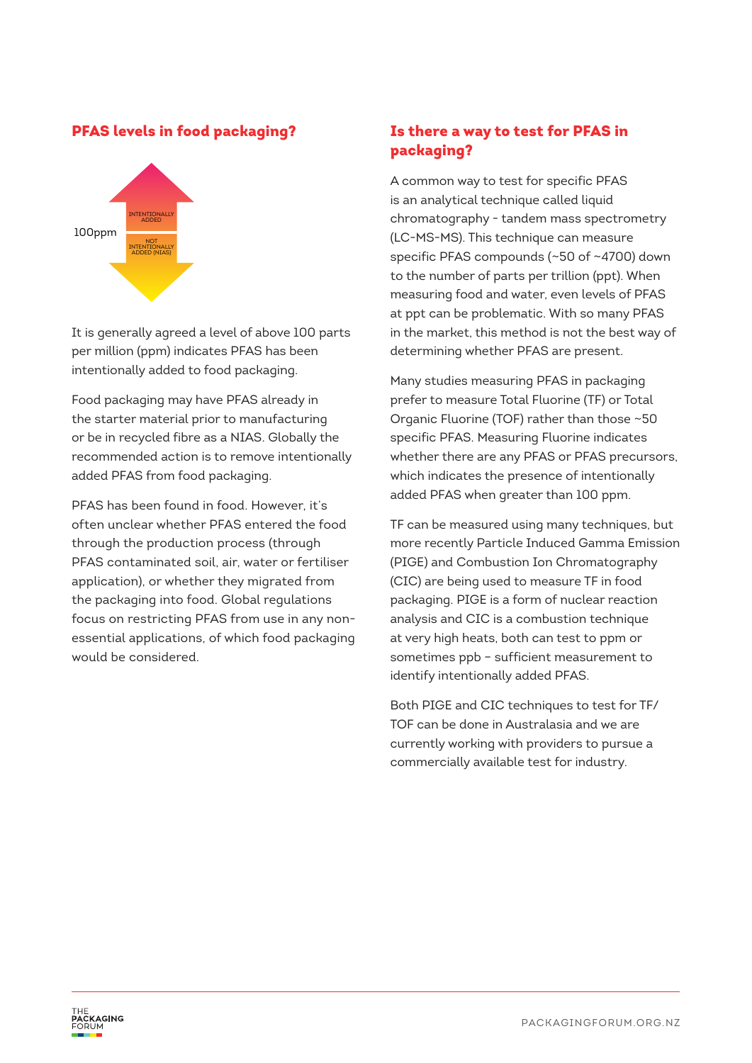## PFAS levels in food packaging?

100ppm

INTENTIONALLY ADDED

NOT INTENTIONALLY ADDED (NIAS)

It is generally agreed a level of above 100 parts per million (ppm) indicates PFAS has been intentionally added to food packaging.

Food packaging may have PFAS already in the starter material prior to manufacturing or be in recycled fibre as a NIAS. Globally the recommended action is to remove intentionally added PFAS from food packaging.

PFAS has been found in food. However, it's often unclear whether PFAS entered the food through the production process (through PFAS contaminated soil, air, water or fertiliser application), or whether they migrated from the packaging into food. Global regulations focus on restricting PFAS from use in any non-essential applications, of which food packaging would be considered.

## Is there a way to test for PFAS in packaging?

A common way to test for specific PFAS is an analytical technique called liquid chromatography - tandem mass spectrometry (LC-MS-MS). This technique can measure specific PFAS compounds (~50 of ~4700) down to the number of parts per trillion (ppt). When measuring food and water, even levels of PFAS at ppt can be problematic. With so many PFAS in the market, this method is not the best way of determining whether PFAS are present.

Many studies measuring PFAS in packaging prefer to measure Total Fluorine (TF) or Total Organic Fluorine (TOF) rather than those ~50 specific PFAS. Measuring Fluorine indicates whether there are any PFAS or PFAS precursors, which indicates the presence of intentionally added PFAS when greater than 100 ppm.

TF can be measured using many techniques, but more recently Particle Induced Gamma Emission (PIGE) and Combustion Ion Chromatography (CIC) are being used to measure TF in food packaging. PIGE is a form of nuclear reaction analysis and CIC is a combustion technique at very high heats, both can test to ppm or sometimes ppb – sufficient measurement to identify intentionally added PFAS.

Both PIGE and CIC techniques to test for TF/TOF can be done in Australasia and we are currently working with providers to pursue a commercially available test for industry.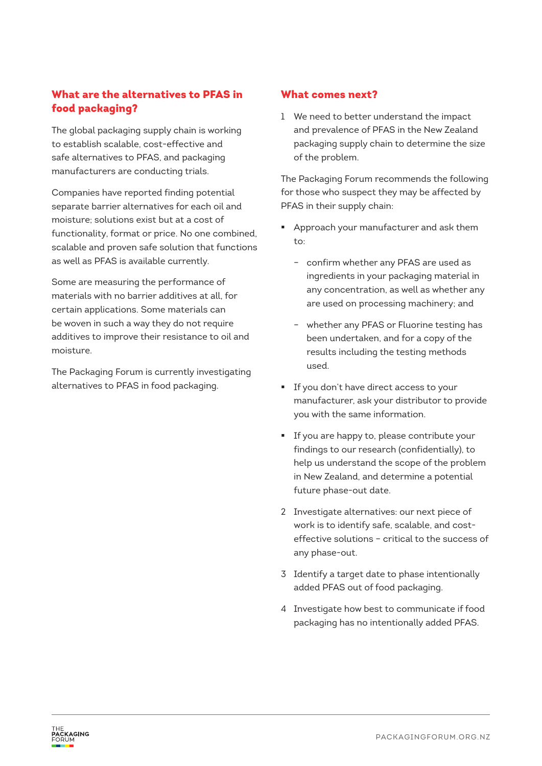## What are the alternatives to PFAS in food packaging?

The global packaging supply chain is working to establish scalable, cost-effective and safe alternatives to PFAS, and packaging manufacturers are conducting trials.

Companies have reported finding potential separate barrier alternatives for each oil and moisture; solutions exist but at a cost of functionality, format or price. No one combined, scalable and proven safe solution that functions as well as PFAS is available currently.

Some are measuring the performance of materials with no barrier additives at all, for certain applications. Some materials can be woven in such a way they do not require additives to improve their resistance to oil and moisture.

The Packaging Forum is currently investigating alternatives to PFAS in food packaging.

## What comes next?

1. We need to better understand the impact and prevalence of PFAS in the New Zealand packaging supply chain to determine the size of the problem.

   The Packaging Forum recommends the following for those who suspect they may be affected by PFAS in their supply chain:

   - Approach your manufacturer and ask them to:
     - confirm whether any PFAS are used as ingredients in your packaging material in any concentration, as well as whether any are used on processing machinery; and
     - whether any PFAS or Fluorine testing has been undertaken, and for a copy of the results including the testing methods used.
   - If you don't have direct access to your manufacturer, ask your distributor to provide you with the same information.
   - If you are happy to, please contribute your findings to our research (confidentially), to help us understand the scope of the problem in New Zealand, and determine a potential future phase-out date.

2. Investigate alternatives: our next piece of work is to identify safe, scalable, and cost-effective solutions – critical to the success of any phase-out.

3. Identify a target date to phase intentionally added PFAS out of food packaging.

4. Investigate how best to communicate if food packaging has no intentionally added PFAS.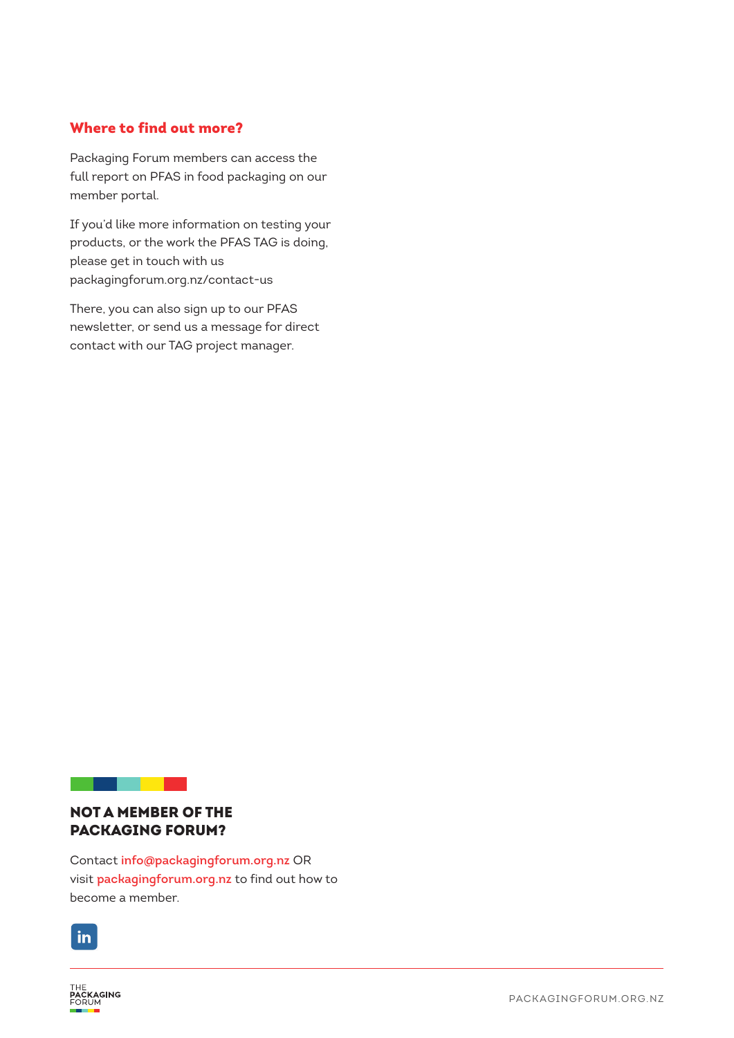## Where to find out more?

Packaging Forum members can access the full report on PFAS in food packaging on our member portal.

If you'd like more information on testing your products, or the work the PFAS TAG is doing, please get in touch with us packagingforum.org.nz/contact-us

There, you can also sign up to our PFAS newsletter, or send us a message for direct contact with our TAG project manager.

## NOT A MEMBER OF THE PACKAGING FORUM?

Contact info@packagingforum.org.nz OR visit packagingforum.org.nz to find out how to become a member.